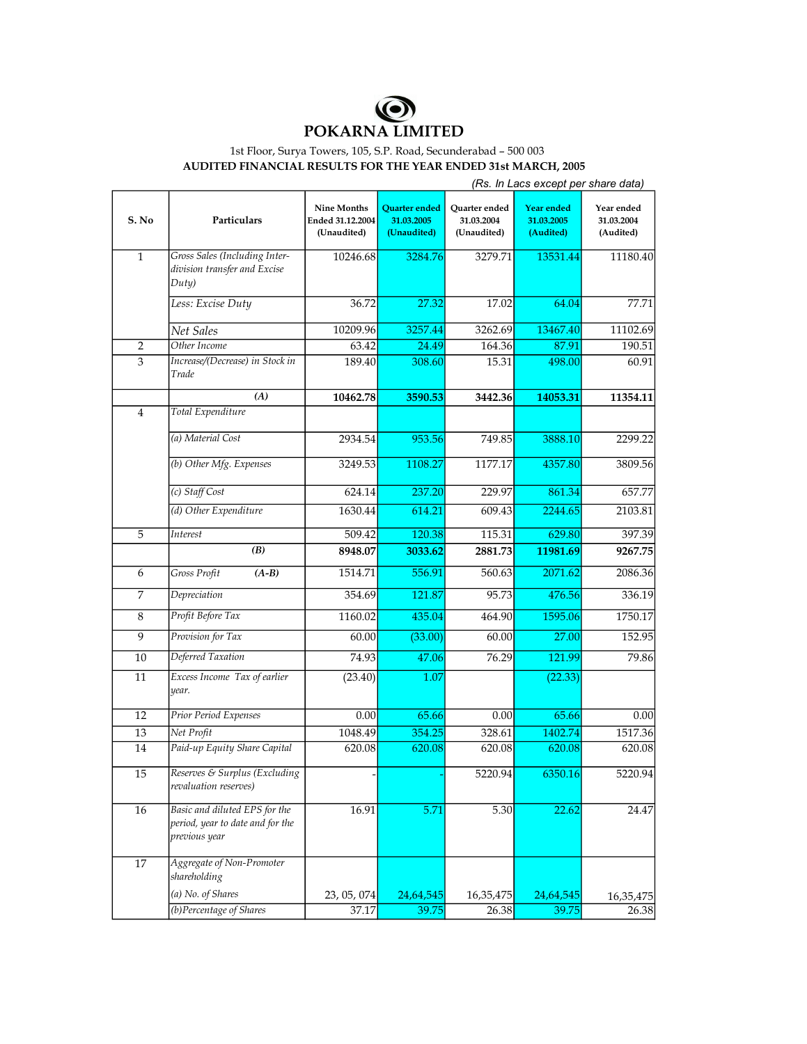# POKARNA LIMITED

1st Floor, Surya Towers, 105, S.P. Road, Secunderabad – 500 003

## AUDITED FINANCIAL RESULTS FOR THE YEAR ENDED 31st MARCH, 2005

*(Rs. In Lacs except per share data)*

| S. No | Particulars | Nine Months Ended 31.12.2004 (Unaudited) | Quarter ended 31.03.2005 (Unaudited) | Quarter ended 31.03.2004 (Unaudited) | Year ended 31.03.2005 (Audited) | Year ended 31.03.2004 (Audited) |
|---|---|---|---|---|---|---|
| 1 | *Gross Sales (Including Inter-division transfer and Excise Duty)* | 10246.68 | 3284.76 | 3279.71 | 13531.44 | 11180.40 |
| | *Less: Excise Duty* | 36.72 | 27.32 | 17.02 | 64.04 | 77.71 |
| | *Net Sales* | 10209.96 | 3257.44 | 3262.69 | 13467.40 | 11102.69 |
| 2 | *Other Income* | 63.42 | 24.49 | 164.36 | 87.91 | 190.51 |
| 3 | *Increase/(Decrease) in Stock in Trade* | 189.40 | 308.60 | 15.31 | 498.00 | 60.91 |
| | ***(A)*** | **10462.78** | **3590.53** | **3442.36** | **14053.31** | **11354.11** |
| 4 | *Total Expenditure* | | | | | |
| | *(a) Material Cost* | 2934.54 | 953.56 | 749.85 | 3888.10 | 2299.22 |
| | *(b) Other Mfg. Expenses* | 3249.53 | 1108.27 | 1177.17 | 4357.80 | 3809.56 |
| | *(c) Staff Cost* | 624.14 | 237.20 | 229.97 | 861.34 | 657.77 |
| | *(d) Other Expenditure* | 1630.44 | 614.21 | 609.43 | 2244.65 | 2103.81 |
| 5 | *Interest* | 509.42 | 120.38 | 115.31 | 629.80 | 397.39 |
| | ***(B)*** | **8948.07** | **3033.62** | **2881.73** | **11981.69** | **9267.75** |
| 6 | *Gross Profit (A-B)* | 1514.71 | 556.91 | 560.63 | 2071.62 | 2086.36 |
| 7 | *Depreciation* | 354.69 | 121.87 | 95.73 | 476.56 | 336.19 |
| 8 | *Profit Before Tax* | 1160.02 | 435.04 | 464.90 | 1595.06 | 1750.17 |
| 9 | *Provision for Tax* | 60.00 | (33.00) | 60.00 | 27.00 | 152.95 |
| 10 | *Deferred Taxation* | 74.93 | 47.06 | 76.29 | 121.99 | 79.86 |
| 11 | *Excess Income Tax of earlier year.* | (23.40) | 1.07 | | (22.33) | |
| 12 | *Prior Period Expenses* | 0.00 | 65.66 | 0.00 | 65.66 | 0.00 |
| 13 | *Net Profit* | 1048.49 | 354.25 | 328.61 | 1402.74 | 1517.36 |
| 14 | *Paid-up Equity Share Capital* | 620.08 | 620.08 | 620.08 | 620.08 | 620.08 |
| 15 | *Reserves & Surplus (Excluding revaluation reserves)* | - | - | 5220.94 | 6350.16 | 5220.94 |
| 16 | *Basic and diluted EPS for the period, year to date and for the previous year* | 16.91 | 5.71 | 5.30 | 22.62 | 24.47 |
| 17 | *Aggregate of Non-Promoter shareholding* | | | | | |
| | *(a) No. of Shares* | 23, 05, 074 | 24,64,545 | 16,35,475 | 24,64,545 | 16,35,475 |
| | *(b)Percentage of Shares* | 37.17 | 39.75 | 26.38 | 39.75 | 26.38 |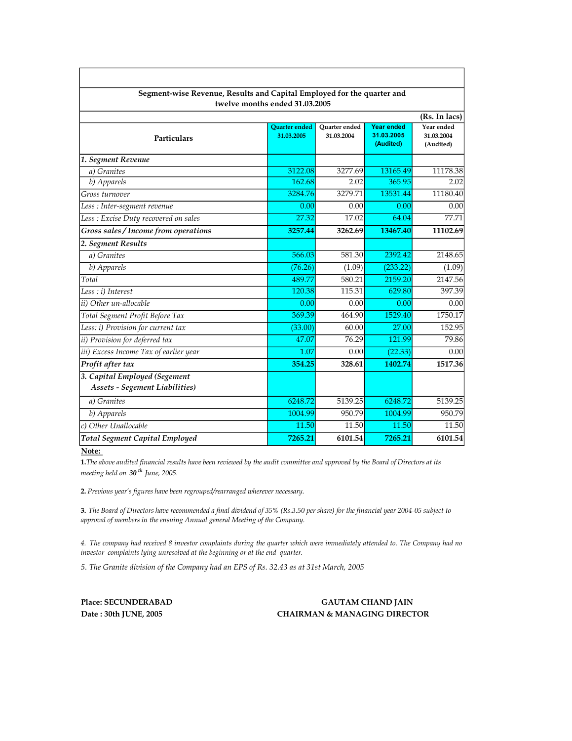### Segment-wise Revenue, Results and Capital Employed for the quarter and twelve months ended 31.03.2005

(Rs. In lacs)

| Particulars | Quarter ended 31.03.2005 | Quarter ended 31.03.2004 | Year ended 31.03.2005 (Audited) | Year ended 31.03.2004 (Audited) |
|---|---|---|---|---|
| *1. Segment Revenue* | | | | |
| *a) Granites* | 3122.08 | 3277.69 | 13165.49 | 11178.38 |
| *b) Apparels* | 162.68 | 2.02 | 365.95 | 2.02 |
| *Gross turnover* | 3284.76 | 3279.71 | 13531.44 | 11180.40 |
| *Less : Inter-segment revenue* | 0.00 | 0.00 | 0.00 | 0.00 |
| *Less : Excise Duty recovered on sales* | 27.32 | 17.02 | 64.04 | 77.71 |
| ***Gross sales / Income from operations*** | **3257.44** | **3262.69** | **13467.40** | **11102.69** |
| *2. Segment Results* | | | | |
| *a) Granites* | 566.03 | 581.30 | 2392.42 | 2148.65 |
| *b) Apparels* | (76.26) | (1.09) | (233.22) | (1.09) |
| *Total* | 489.77 | 580.21 | 2159.20 | 2147.56 |
| *Less : i) Interest* | 120.38 | 115.31 | 629.80 | 397.39 |
| *ii) Other un-allocable* | 0.00 | 0.00 | 0.00 | 0.00 |
| *Total Segment Profit Before Tax* | 369.39 | 464.90 | 1529.40 | 1750.17 |
| *Less: i) Provision for current tax* | (33.00) | 60.00 | 27.00 | 152.95 |
| *ii) Provision for deferred tax* | 47.07 | 76.29 | 121.99 | 79.86 |
| *iii) Excess Income Tax of earlier year* | 1.07 | 0.00 | (22.33) | 0.00 |
| ***Profit after tax*** | **354.25** | **328.61** | **1402.74** | **1517.36** |
| *3. Capital Employed (Segement Assets - Segement Liabilities)* | | | | |
| *a) Granites* | 6248.72 | 5139.25 | 6248.72 | 5139.25 |
| *b) Apparels* | 1004.99 | 950.79 | 1004.99 | 950.79 |
| *c) Other Unallocable* | 11.50 | 11.50 | 11.50 | 11.50 |
| ***Total Segment Capital Employed*** | **7265.21** | **6101.54** | **7265.21** | **6101.54** |

**Note:**

**1.** *The above audited financial results have been reviewed by the audit committee and approved by the Board of Directors at its meeting held on* ***30th*** *June, 2005.*

**2.** *Previous year's figures have been regrouped/rearranged wherever necessary.*

**3.** *The Board of Directors have recommended a final dividend of 35% (Rs.3.50 per share) for the financial year 2004-05 subject to approval of members in the ensuing Annual general Meeting of the Company.*

*4. The company had received 8 investor complaints during the quarter which were immediately attended to. The Company had no investor complaints lying unresolved at the beginning or at the end quarter.*

*5. The Granite division of the Company had an EPS of Rs. 32.43 as at 31st March, 2005*

**Place: SECUNDERABAD**
**Date : 30th JUNE, 2005**

**GAUTAM CHAND JAIN**
**CHAIRMAN & MANAGING DIRECTOR**